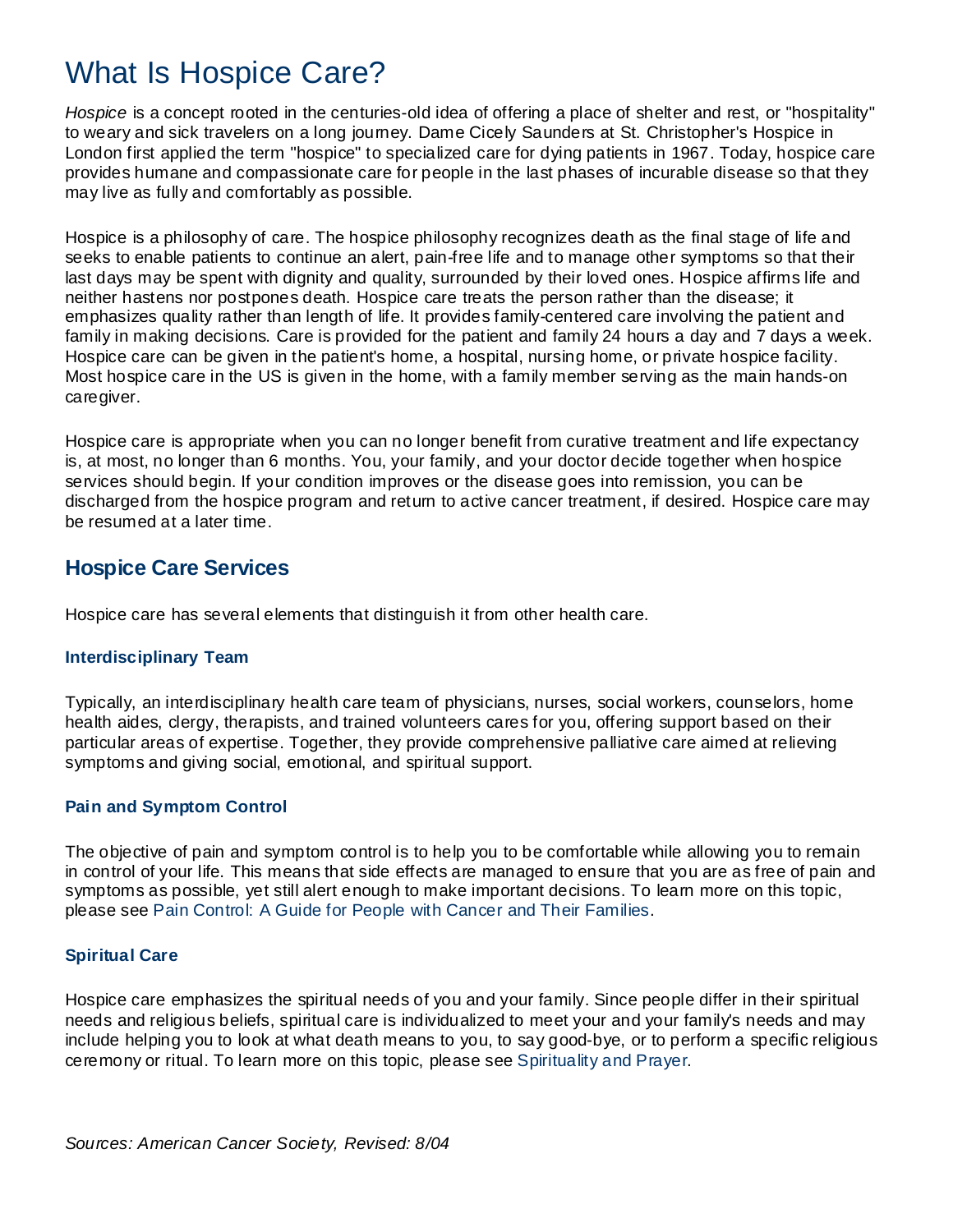# What Is Hospice Care?

*Hospice* is a concept rooted in the centuries-old idea of offering a place of shelter and rest, or "hospitality" to weary and sick travelers on a long journey. Dame Cicely Saunders at St. Christopher's Hospice in London first applied the term "hospice" to specialized care for dying patients in 1967. Today, hospice care provides humane and compassionate care for people in the last phases of incurable disease so that they may live as fully and comfortably as possible.

Hospice is a philosophy of care. The hospice philosophy recognizes death as the final stage of life and seeks to enable patients to continue an alert, pain-free life and to manage other symptoms so that their last days may be spent with dignity and quality, surrounded by their loved ones. Hospice affirms life and neither hastens nor postpones death. Hospice care treats the person rather than the disease; it emphasizes quality rather than length of life. It provides family-centered care involving the patient and family in making decisions. Care is provided for the patient and family 24 hours a day and 7 days a week. Hospice care can be given in the patient's home, a hospital, nursing home, or private hospice facility. Most hospice care in the US is given in the home, with a family member serving as the main hands-on caregiver.

Hospice care is appropriate when you can no longer benefit from curative treatment and life expectancy is, at most, no longer than 6 months. You, your family, and your doctor decide together when hospice services should begin. If your condition improves or the disease goes into remission, you can be discharged from the hospice program and return to active cancer treatment, if desired. Hospice care may be resumed at a later time.

## Hospice Care Services

Hospice care has several elements that distinguish it from other health care.

### Interdisciplinary Team

Typically, an interdisciplinary health care team of physicians, nurses, social workers, counselors, home health aides, clergy, therapists, and trained volunteers cares for you, offering support based on their particular areas of expertise. Together, they provide comprehensive palliative care aimed at relieving symptoms and giving social, emotional, and spiritual support.

### Pain and Symptom Control

The objective of pain and symptom control is to help you to be comfortable while allowing you to remain in control of your life. This means that side effects are managed to ensure that you are as free of pain and symptoms as possible, yet still alert enough to make important decisions. To learn more on this topic, please see Pain Control: A Guide for People with Cancer and Their Families.

### Spiritual Care

Hospice care emphasizes the spiritual needs of you and your family. Since people differ in their spiritual needs and religious beliefs, spiritual care is individualized to meet your and your family's needs and may include helping you to look at what death means to you, to say good-bye, or to perform a specific religious ceremony or ritual. To learn more on this topic, please see Spirituality and Prayer.

*Sources: American Cancer Society, Revised: 8/04*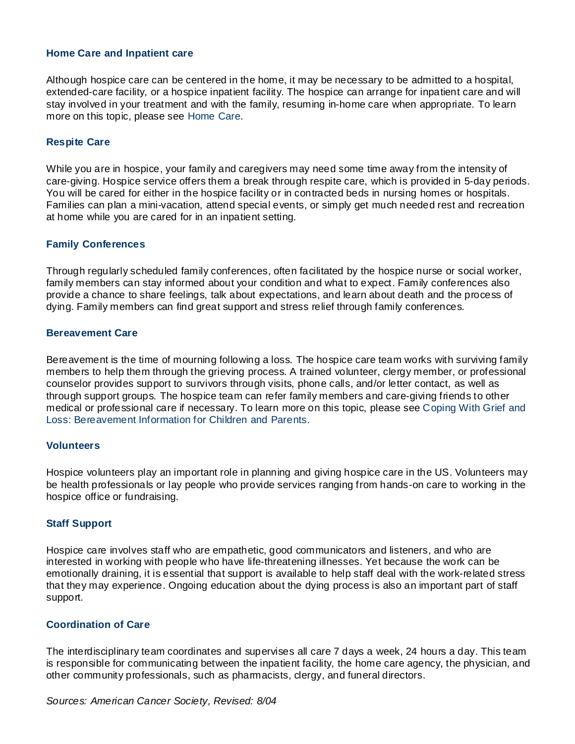### Home Care and Inpatient care

Although hospice care can be centered in the home, it may be necessary to be admitted to a hospital, extended-care facility, or a hospice inpatient facility. The hospice can arrange for inpatient care and will stay involved in your treatment and with the family, resuming in-home care when appropriate. To learn more on this topic, please see Home Care.

### Respite Care

While you are in hospice, your family and caregivers may need some time away from the intensity of care-giving. Hospice service offers them a break through respite care, which is provided in 5-day periods. You will be cared for either in the hospice facility or in contracted beds in nursing homes or hospitals. Families can plan a mini-vacation, attend special events, or simply get much needed rest and recreation at home while you are cared for in an inpatient setting.

### Family Conferences

Through regularly scheduled family conferences, often facilitated by the hospice nurse or social worker, family members can stay informed about your condition and what to expect. Family conferences also provide a chance to share feelings, talk about expectations, and learn about death and the process of dying. Family members can find great support and stress relief through family conferences.

### Bereavement Care

Bereavement is the time of mourning following a loss. The hospice care team works with surviving family members to help them through the grieving process. A trained volunteer, clergy member, or professional counselor provides support to survivors through visits, phone calls, and/or letter contact, as well as through support groups. The hospice team can refer family members and care-giving friends to other medical or professional care if necessary. To learn more on this topic, please see Coping With Grief and Loss: Bereavement Information for Children and Parents.

### Volunteers

Hospice volunteers play an important role in planning and giving hospice care in the US. Volunteers may be health professionals or lay people who provide services ranging from hands-on care to working in the hospice office or fundraising.

### Staff Support

Hospice care involves staff who are empathetic, good communicators and listeners, and who are interested in working with people who have life-threatening illnesses. Yet because the work can be emotionally draining, it is essential that support is available to help staff deal with the work-related stress that they may experience. Ongoing education about the dying process is also an important part of staff support.

### Coordination of Care

The interdisciplinary team coordinates and supervises all care 7 days a week, 24 hours a day. This team is responsible for communicating between the inpatient facility, the home care agency, the physician, and other community professionals, such as pharmacists, clergy, and funeral directors.

*Sources: American Cancer Society, Revised: 8/04*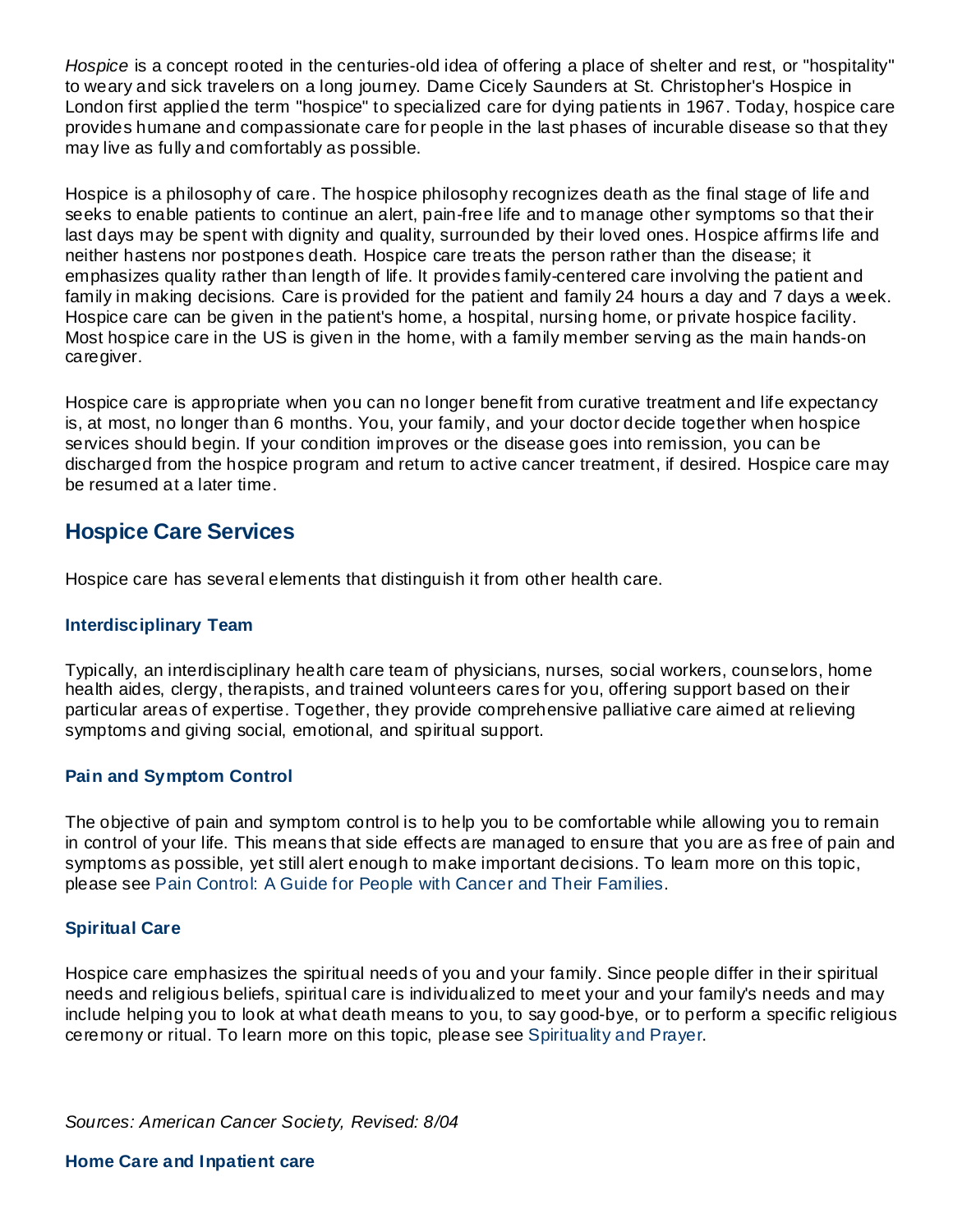*Hospice* is a concept rooted in the centuries-old idea of offering a place of shelter and rest, or "hospitality" to weary and sick travelers on a long journey. Dame Cicely Saunders at St. Christopher's Hospice in London first applied the term "hospice" to specialized care for dying patients in 1967. Today, hospice care provides humane and compassionate care for people in the last phases of incurable disease so that they may live as fully and comfortably as possible.

Hospice is a philosophy of care. The hospice philosophy recognizes death as the final stage of life and seeks to enable patients to continue an alert, pain-free life and to manage other symptoms so that their last days may be spent with dignity and quality, surrounded by their loved ones. Hospice affirms life and neither hastens nor postpones death. Hospice care treats the person rather than the disease; it emphasizes quality rather than length of life. It provides family-centered care involving the patient and family in making decisions. Care is provided for the patient and family 24 hours a day and 7 days a week. Hospice care can be given in the patient's home, a hospital, nursing home, or private hospice facility. Most hospice care in the US is given in the home, with a family member serving as the main hands-on caregiver.

Hospice care is appropriate when you can no longer benefit from curative treatment and life expectancy is, at most, no longer than 6 months. You, your family, and your doctor decide together when hospice services should begin. If your condition improves or the disease goes into remission, you can be discharged from the hospice program and return to active cancer treatment, if desired. Hospice care may be resumed at a later time.

## Hospice Care Services

Hospice care has several elements that distinguish it from other health care.

### Interdisciplinary Team

Typically, an interdisciplinary health care team of physicians, nurses, social workers, counselors, home health aides, clergy, therapists, and trained volunteers cares for you, offering support based on their particular areas of expertise. Together, they provide comprehensive palliative care aimed at relieving symptoms and giving social, emotional, and spiritual support.

### Pain and Symptom Control

The objective of pain and symptom control is to help you to be comfortable while allowing you to remain in control of your life. This means that side effects are managed to ensure that you are as free of pain and symptoms as possible, yet still alert enough to make important decisions. To learn more on this topic, please see Pain Control: A Guide for People with Cancer and Their Families.

### Spiritual Care

Hospice care emphasizes the spiritual needs of you and your family. Since people differ in their spiritual needs and religious beliefs, spiritual care is individualized to meet your and your family's needs and may include helping you to look at what death means to you, to say good-bye, or to perform a specific religious ceremony or ritual. To learn more on this topic, please see Spirituality and Prayer.

*Sources: American Cancer Society, Revised: 8/04*

### Home Care and Inpatient care